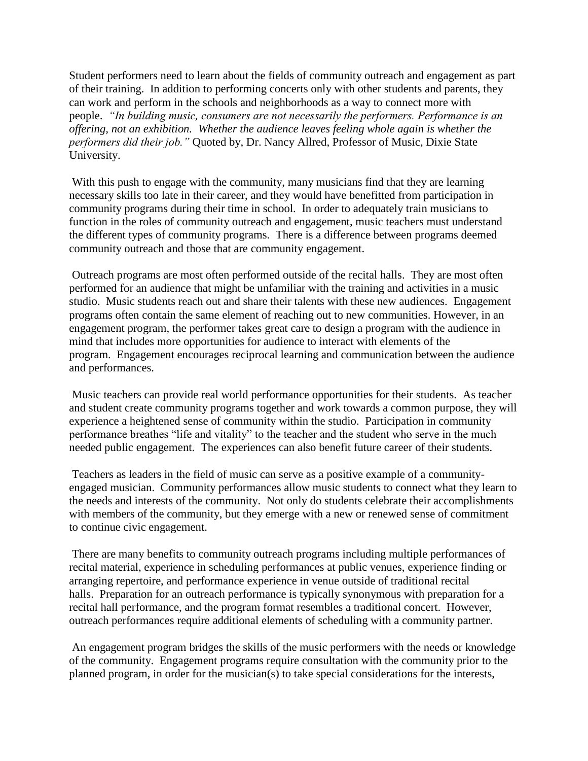Student performers need to learn about the fields of community outreach and engagement as part of their training. In addition to performing concerts only with other students and parents, they can work and perform in the schools and neighborhoods as a way to connect more with people. *"In building music, consumers are not necessarily the performers. Performance is an offering, not an exhibition. Whether the audience leaves feeling whole again is whether the performers did their job."* Quoted by, Dr. Nancy Allred, Professor of Music, Dixie State University.

With this push to engage with the community, many musicians find that they are learning necessary skills too late in their career, and they would have benefitted from participation in community programs during their time in school. In order to adequately train musicians to function in the roles of community outreach and engagement, music teachers must understand the different types of community programs. There is a difference between programs deemed community outreach and those that are community engagement.

Outreach programs are most often performed outside of the recital halls. They are most often performed for an audience that might be unfamiliar with the training and activities in a music studio. Music students reach out and share their talents with these new audiences. Engagement programs often contain the same element of reaching out to new communities. However, in an engagement program, the performer takes great care to design a program with the audience in mind that includes more opportunities for audience to interact with elements of the program. Engagement encourages reciprocal learning and communication between the audience and performances.

Music teachers can provide real world performance opportunities for their students. As teacher and student create community programs together and work towards a common purpose, they will experience a heightened sense of community within the studio. Participation in community performance breathes "life and vitality" to the teacher and the student who serve in the much needed public engagement. The experiences can also benefit future career of their students.

Teachers as leaders in the field of music can serve as a positive example of a community-engaged musician. Community performances allow music students to connect what they learn to the needs and interests of the community. Not only do students celebrate their accomplishments with members of the community, but they emerge with a new or renewed sense of commitment to continue civic engagement.

There are many benefits to community outreach programs including multiple performances of recital material, experience in scheduling performances at public venues, experience finding or arranging repertoire, and performance experience in venue outside of traditional recital halls. Preparation for an outreach performance is typically synonymous with preparation for a recital hall performance, and the program format resembles a traditional concert. However, outreach performances require additional elements of scheduling with a community partner.

An engagement program bridges the skills of the music performers with the needs or knowledge of the community. Engagement programs require consultation with the community prior to the planned program, in order for the musician(s) to take special considerations for the interests,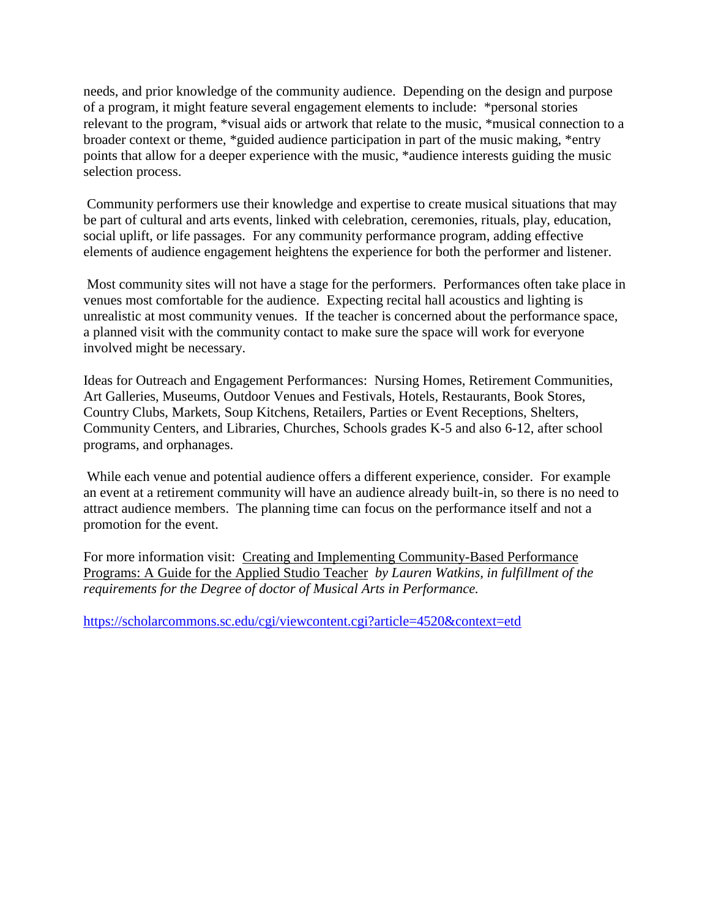needs, and prior knowledge of the community audience. Depending on the design and purpose of a program, it might feature several engagement elements to include: *personal stories relevant to the program, *visual aids or artwork that relate to the music, *musical connection to a broader context or theme, *guided audience participation in part of the music making, *entry points that allow for a deeper experience with the music, *audience interests guiding the music selection process.

Community performers use their knowledge and expertise to create musical situations that may be part of cultural and arts events, linked with celebration, ceremonies, rituals, play, education, social uplift, or life passages. For any community performance program, adding effective elements of audience engagement heightens the experience for both the performer and listener.

Most community sites will not have a stage for the performers. Performances often take place in venues most comfortable for the audience. Expecting recital hall acoustics and lighting is unrealistic at most community venues. If the teacher is concerned about the performance space, a planned visit with the community contact to make sure the space will work for everyone involved might be necessary.

Ideas for Outreach and Engagement Performances: Nursing Homes, Retirement Communities, Art Galleries, Museums, Outdoor Venues and Festivals, Hotels, Restaurants, Book Stores, Country Clubs, Markets, Soup Kitchens, Retailers, Parties or Event Receptions, Shelters, Community Centers, and Libraries, Churches, Schools grades K-5 and also 6-12, after school programs, and orphanages.

While each venue and potential audience offers a different experience, consider. For example an event at a retirement community will have an audience already built-in, so there is no need to attract audience members. The planning time can focus on the performance itself and not a promotion for the event.

For more information visit: Creating and Implementing Community-Based Performance Programs: A Guide for the Applied Studio Teacher *by Lauren Watkins, in fulfillment of the requirements for the Degree of doctor of Musical Arts in Performance.*

https://scholarcommons.sc.edu/cgi/viewcontent.cgi?article=4520&context=etd